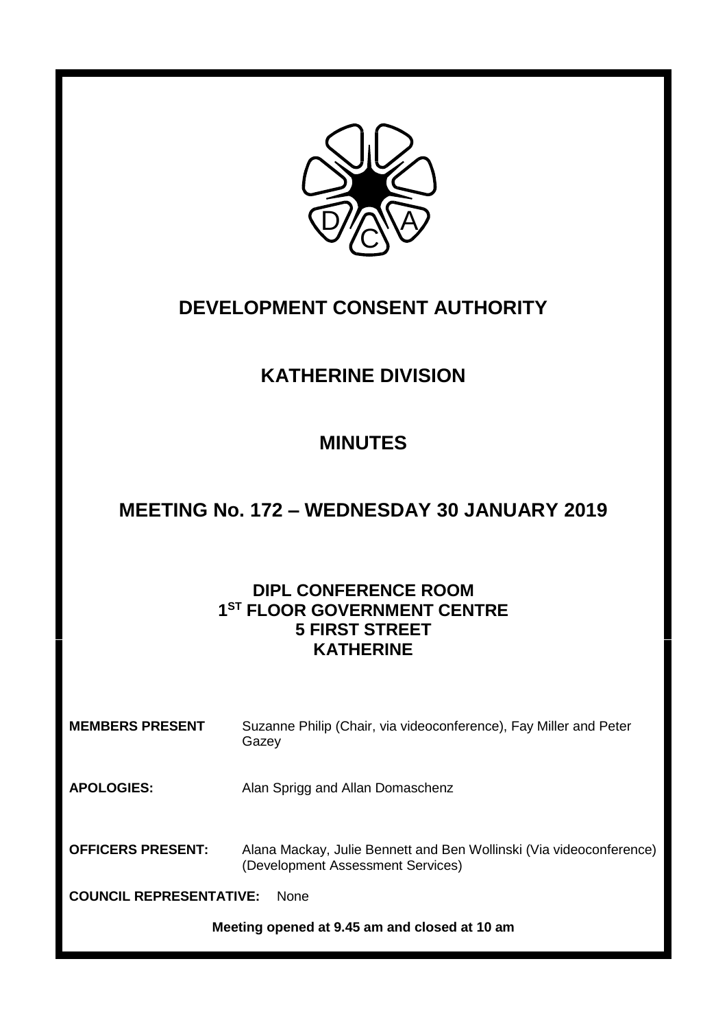# DEVELOPMENT CONSENT AUTHORITY

## KATHERINE DIVISION

## MINUTES

## MEETING No. 172 – WEDNESDAY 30 JANUARY 2019

**DIPL CONFERENCE ROOM**
**1ST FLOOR GOVERNMENT CENTRE**
**5 FIRST STREET**
**KATHERINE**

**MEMBERS PRESENT** Suzanne Philip (Chair, via videoconference), Fay Miller and Peter Gazey

**APOLOGIES:** Alan Sprigg and Allan Domaschenz

**OFFICERS PRESENT:** Alana Mackay, Julie Bennett and Ben Wollinski (Via videoconference) (Development Assessment Services)

**COUNCIL REPRESENTATIVE:** None

**Meeting opened at 9.45 am and closed at 10 am**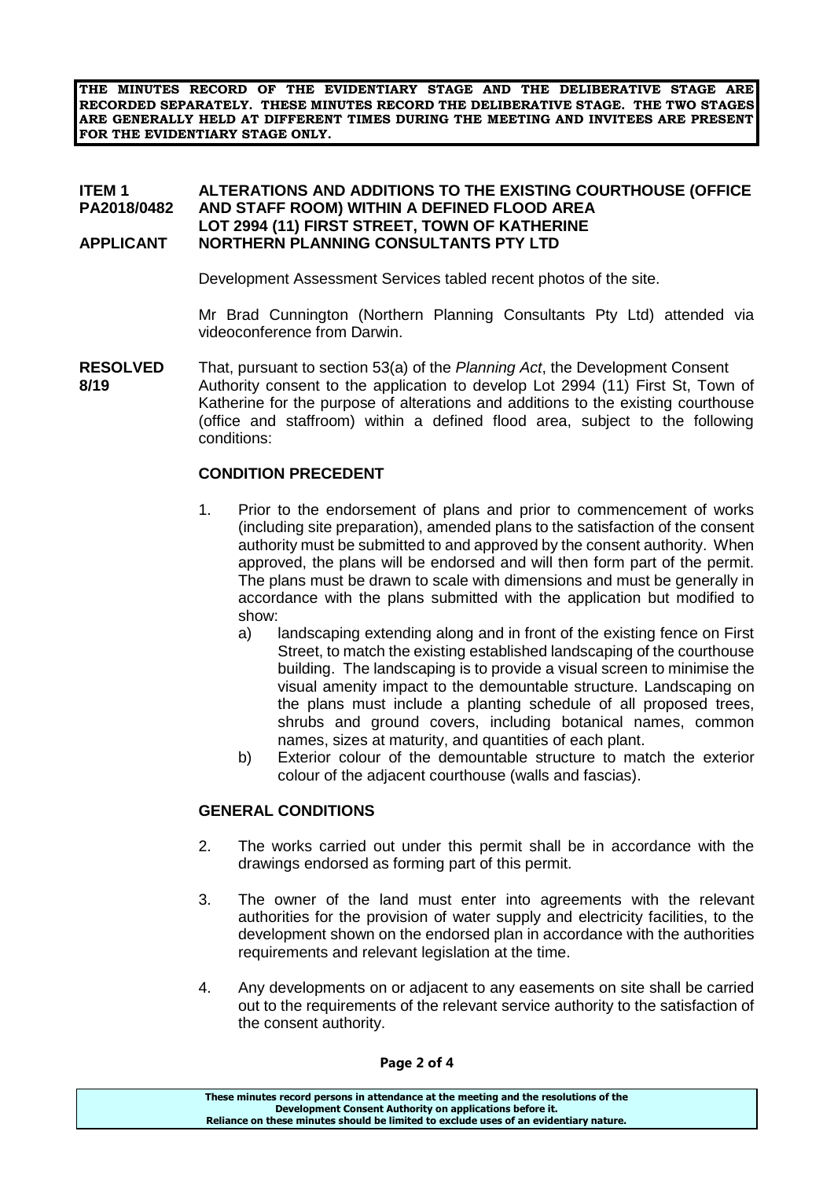**THE MINUTES RECORD OF THE EVIDENTIARY STAGE AND THE DELIBERATIVE STAGE ARE RECORDED SEPARATELY. THESE MINUTES RECORD THE DELIBERATIVE STAGE. THE TWO STAGES ARE GENERALLY HELD AT DIFFERENT TIMES DURING THE MEETING AND INVITEES ARE PRESENT FOR THE EVIDENTIARY STAGE ONLY.**

**ITEM 1 PA2018/0482** **ALTERATIONS AND ADDITIONS TO THE EXISTING COURTHOUSE (OFFICE AND STAFF ROOM) WITHIN A DEFINED FLOOD AREA LOT 2994 (11) FIRST STREET, TOWN OF KATHERINE**

**APPLICANT** **NORTHERN PLANNING CONSULTANTS PTY LTD**

Development Assessment Services tabled recent photos of the site.

Mr Brad Cunnington (Northern Planning Consultants Pty Ltd) attended via videoconference from Darwin.

**RESOLVED 8/19**

That, pursuant to section 53(a) of the *Planning Act*, the Development Consent Authority consent to the application to develop Lot 2994 (11) First St, Town of Katherine for the purpose of alterations and additions to the existing courthouse (office and staffroom) within a defined flood area, subject to the following conditions:

**CONDITION PRECEDENT**

1. Prior to the endorsement of plans and prior to commencement of works (including site preparation), amended plans to the satisfaction of the consent authority must be submitted to and approved by the consent authority. When approved, the plans will be endorsed and will then form part of the permit. The plans must be drawn to scale with dimensions and must be generally in accordance with the plans submitted with the application but modified to show:
   a) landscaping extending along and in front of the existing fence on First Street, to match the existing established landscaping of the courthouse building. The landscaping is to provide a visual screen to minimise the visual amenity impact to the demountable structure. Landscaping on the plans must include a planting schedule of all proposed trees, shrubs and ground covers, including botanical names, common names, sizes at maturity, and quantities of each plant.
   b) Exterior colour of the demountable structure to match the exterior colour of the adjacent courthouse (walls and fascias).

**GENERAL CONDITIONS**

2. The works carried out under this permit shall be in accordance with the drawings endorsed as forming part of this permit.

3. The owner of the land must enter into agreements with the relevant authorities for the provision of water supply and electricity facilities, to the development shown on the endorsed plan in accordance with the authorities requirements and relevant legislation at the time.

4. Any developments on or adjacent to any easements on site shall be carried out to the requirements of the relevant service authority to the satisfaction of the consent authority.

**These minutes record persons in attendance at the meeting and the resolutions of the Development Consent Authority on applications before it. Reliance on these minutes should be limited to exclude uses of an evidentiary nature.**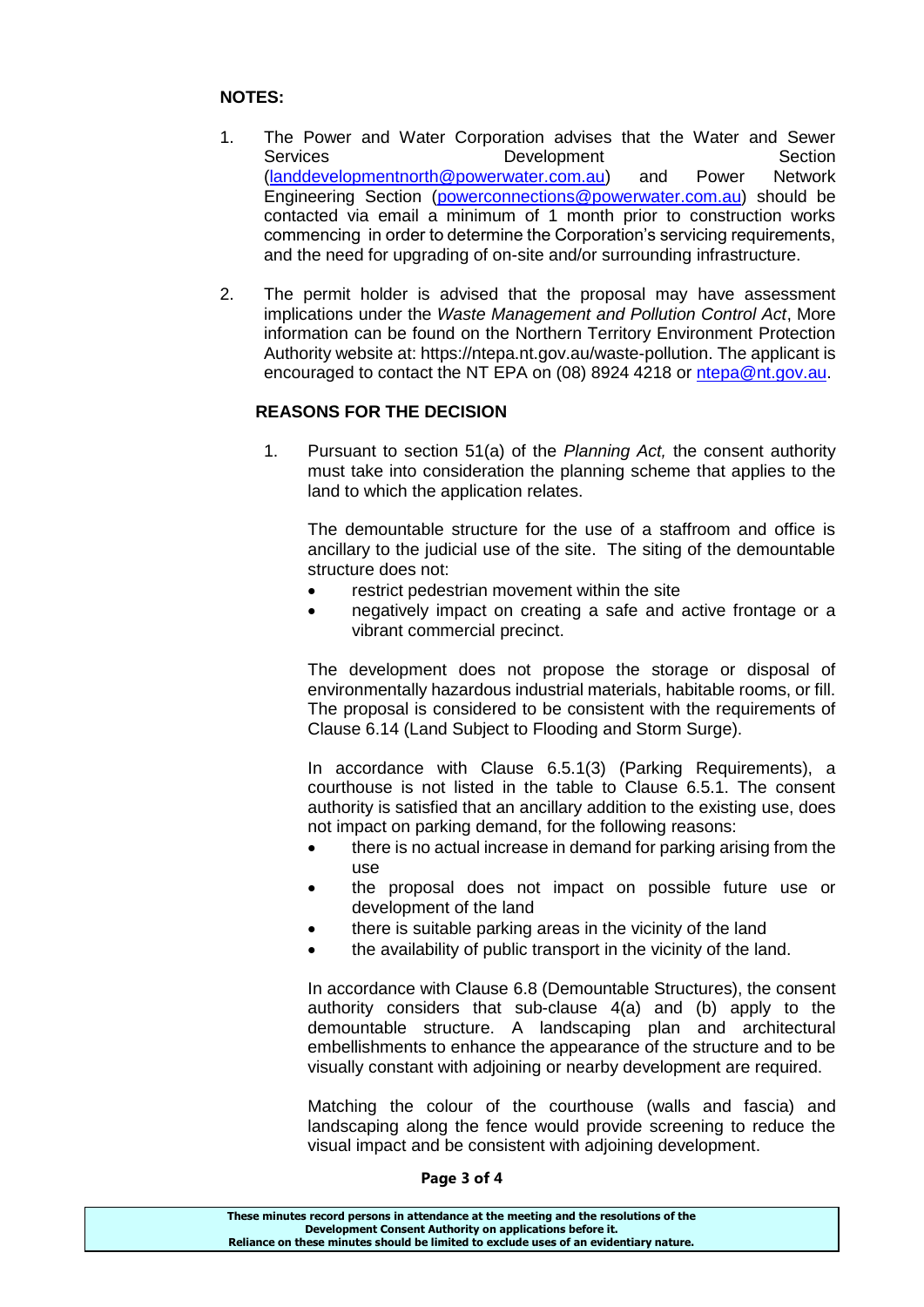**NOTES:**

1. The Power and Water Corporation advises that the Water and Sewer Services Development Section (landdevelopmentnorth@powerwater.com.au) and Power Network Engineering Section (powerconnections@powerwater.com.au) should be contacted via email a minimum of 1 month prior to construction works commencing in order to determine the Corporation's servicing requirements, and the need for upgrading of on-site and/or surrounding infrastructure.

2. The permit holder is advised that the proposal may have assessment implications under the *Waste Management and Pollution Control Act*, More information can be found on the Northern Territory Environment Protection Authority website at: https://ntepa.nt.gov.au/waste-pollution. The applicant is encouraged to contact the NT EPA on (08) 8924 4218 or ntepa@nt.gov.au.

**REASONS FOR THE DECISION**

1. Pursuant to section 51(a) of the *Planning Act,* the consent authority must take into consideration the planning scheme that applies to the land to which the application relates.

   The demountable structure for the use of a staffroom and office is ancillary to the judicial use of the site. The siting of the demountable structure does not:
   - restrict pedestrian movement within the site
   - negatively impact on creating a safe and active frontage or a vibrant commercial precinct.

   The development does not propose the storage or disposal of environmentally hazardous industrial materials, habitable rooms, or fill. The proposal is considered to be consistent with the requirements of Clause 6.14 (Land Subject to Flooding and Storm Surge).

   In accordance with Clause 6.5.1(3) (Parking Requirements), a courthouse is not listed in the table to Clause 6.5.1. The consent authority is satisfied that an ancillary addition to the existing use, does not impact on parking demand, for the following reasons:
   - there is no actual increase in demand for parking arising from the use
   - the proposal does not impact on possible future use or development of the land
   - there is suitable parking areas in the vicinity of the land
   - the availability of public transport in the vicinity of the land.

   In accordance with Clause 6.8 (Demountable Structures), the consent authority considers that sub-clause 4(a) and (b) apply to the demountable structure. A landscaping plan and architectural embellishments to enhance the appearance of the structure and to be visually constant with adjoining or nearby development are required.

   Matching the colour of the courthouse (walls and fascia) and landscaping along the fence would provide screening to reduce the visual impact and be consistent with adjoining development.

**These minutes record persons in attendance at the meeting and the resolutions of the Development Consent Authority on applications before it.**
**Reliance on these minutes should be limited to exclude uses of an evidentiary nature.**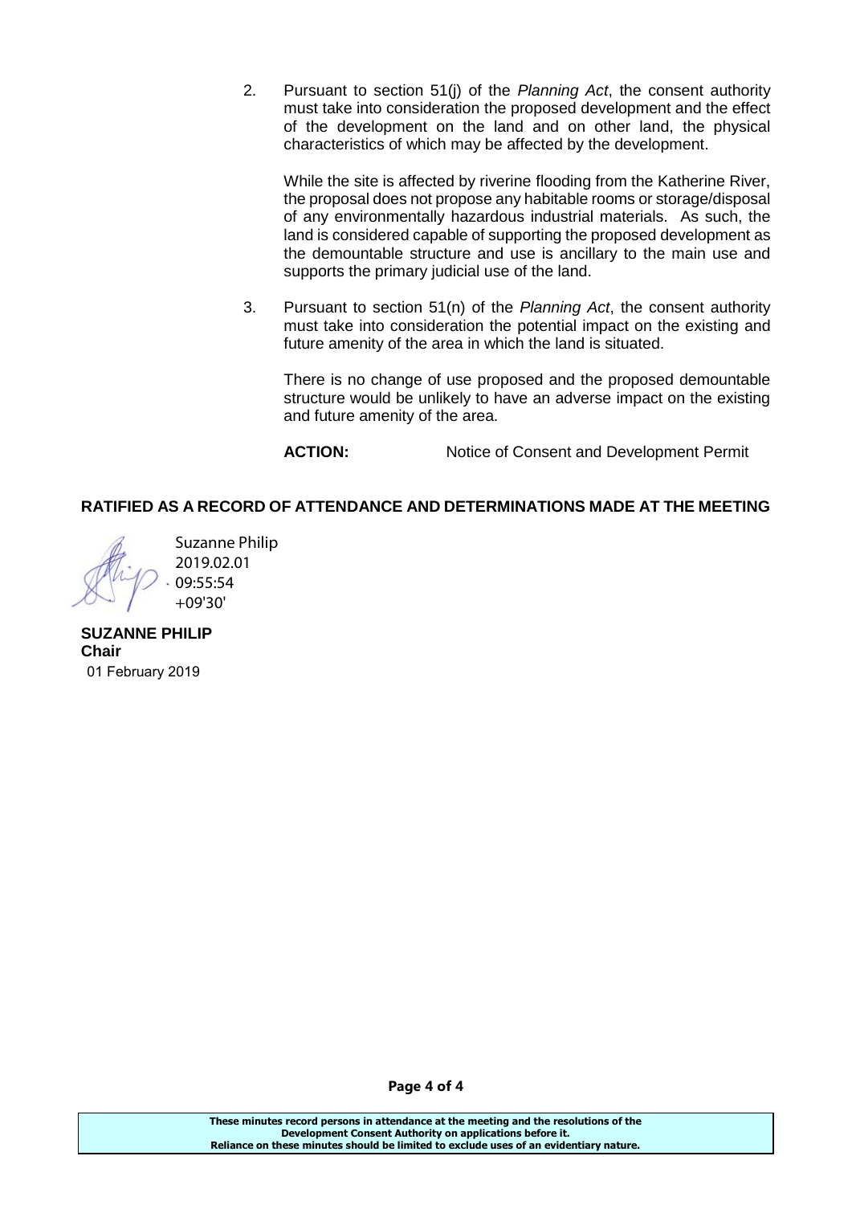2. Pursuant to section 51(j) of the *Planning Act*, the consent authority must take into consideration the proposed development and the effect of the development on the land and on other land, the physical characteristics of which may be affected by the development.

   While the site is affected by riverine flooding from the Katherine River, the proposal does not propose any habitable rooms or storage/disposal of any environmentally hazardous industrial materials. As such, the land is considered capable of supporting the proposed development as the demountable structure and use is ancillary to the main use and supports the primary judicial use of the land.

3. Pursuant to section 51(n) of the *Planning Act*, the consent authority must take into consideration the potential impact on the existing and future amenity of the area in which the land is situated.

   There is no change of use proposed and the proposed demountable structure would be unlikely to have an adverse impact on the existing and future amenity of the area.

   **ACTION:** Notice of Consent and Development Permit

**RATIFIED AS A RECORD OF ATTENDANCE AND DETERMINATIONS MADE AT THE MEETING**

Suzanne Philip
2019.02.01
09:55:54
+09'30'

**SUZANNE PHILIP**
**Chair**
01 February 2019

**These minutes record persons in attendance at the meeting and the resolutions of the Development Consent Authority on applications before it. Reliance on these minutes should be limited to exclude uses of an evidentiary nature.**